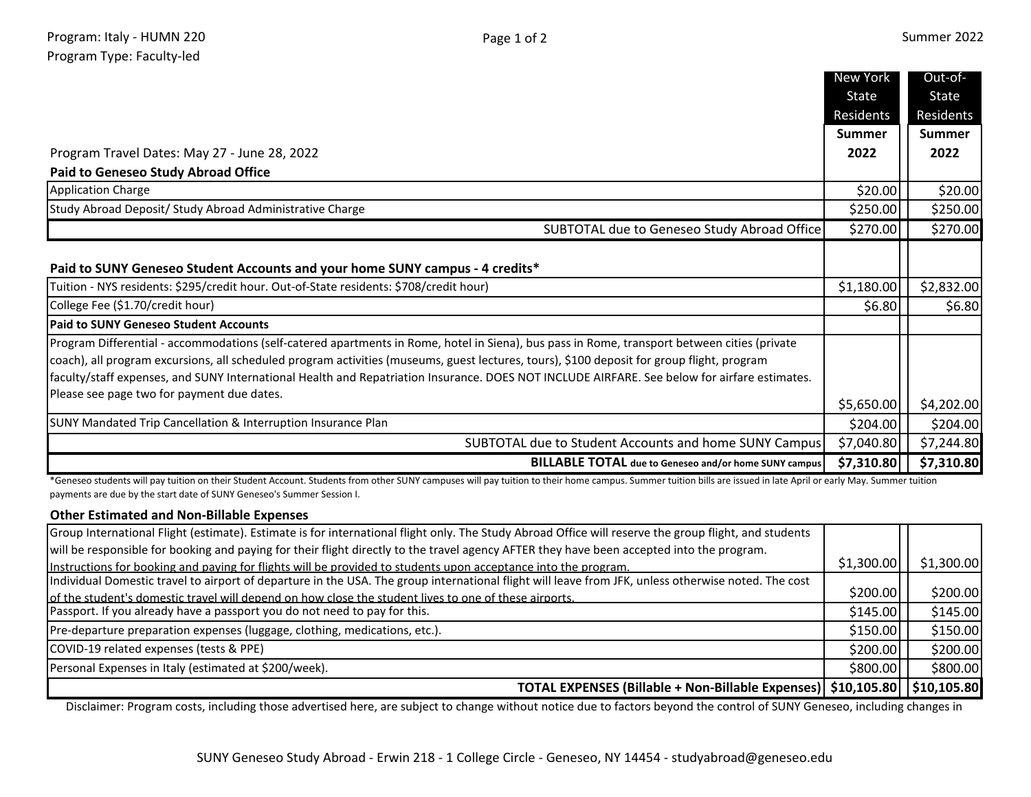Program: Italy - HUMN 220
Program Type: Faculty-led

Summer 2022

| Program Travel Dates: May 27 - June 28, 2022 | New York State Residents Summer 2022 | Out-of-State Residents Summer 2022 |
|---|---|---|
| **Paid to Geneseo Study Abroad Office** | | |
| Application Charge | $20.00 | $20.00 |
| Study Abroad Deposit/ Study Abroad Administrative Charge | $250.00 | $250.00 |
| SUBTOTAL due to Geneseo Study Abroad Office | $270.00 | $270.00 |
| **Paid to SUNY Geneseo Student Accounts and your home SUNY campus - 4 credits*** | | |
| Tuition - NYS residents: $295/credit hour. Out-of-State residents: $708/credit hour) | $1,180.00 | $2,832.00 |
| College Fee ($1.70/credit hour) | $6.80 | $6.80 |
| **Paid to SUNY Geneseo Student Accounts** | | |
| Program Differential - accommodations (self-catered apartments in Rome, hotel in Siena), bus pass in Rome, transport between cities (private coach), all program excursions, all scheduled program activities (museums, guest lectures, tours), $100 deposit for group flight, program faculty/staff expenses, and SUNY International Health and Repatriation Insurance. DOES NOT INCLUDE AIRFARE. See below for airfare estimates. Please see page two for payment due dates. | $5,650.00 | $4,202.00 |
| SUNY Mandated Trip Cancellation & Interruption Insurance Plan | $204.00 | $204.00 |
| SUBTOTAL due to Student Accounts and home SUNY Campus | $7,040.80 | $7,244.80 |
| **BILLABLE TOTAL** due to Geneseo and/or home SUNY campus | **$7,310.80** | **$7,310.80** |

*Geneseo students will pay tuition on their Student Account. Students from other SUNY campuses will pay tuition to their home campus. Summer tuition bills are issued in late April or early May. Summer tuition payments are due by the start date of SUNY Geneseo's Summer Session I.

| **Other Estimated and Non-Billable Expenses** | | |
|---|---|---|
| Group International Flight (estimate). Estimate is for international flight only. The Study Abroad Office will reserve the group flight, and students will be responsible for booking and paying for their flight directly to the travel agency AFTER they have been accepted into the program. Instructions for booking and paying for flights will be provided to students upon acceptance into the program. | $1,300.00 | $1,300.00 |
| Individual Domestic travel to airport of departure in the USA. The group international flight will leave from JFK, unless otherwise noted. The cost of the student's domestic travel will depend on how close the student lives to one of these airports. | $200.00 | $200.00 |
| Passport. If you already have a passport you do not need to pay for this. | $145.00 | $145.00 |
| Pre-departure preparation expenses (luggage, clothing, medications, etc.). | $150.00 | $150.00 |
| COVID-19 related expenses (tests & PPE) | $200.00 | $200.00 |
| Personal Expenses in Italy (estimated at $200/week). | $800.00 | $800.00 |
| **TOTAL EXPENSES (Billable + Non-Billable Expenses)** | **$10,105.80** | **$10,105.80** |

Disclaimer: Program costs, including those advertised here, are subject to change without notice due to factors beyond the control of SUNY Geneseo, including changes in

SUNY Geneseo Study Abroad - Erwin 218 - 1 College Circle - Geneseo, NY 14454 - studyabroad@geneseo.edu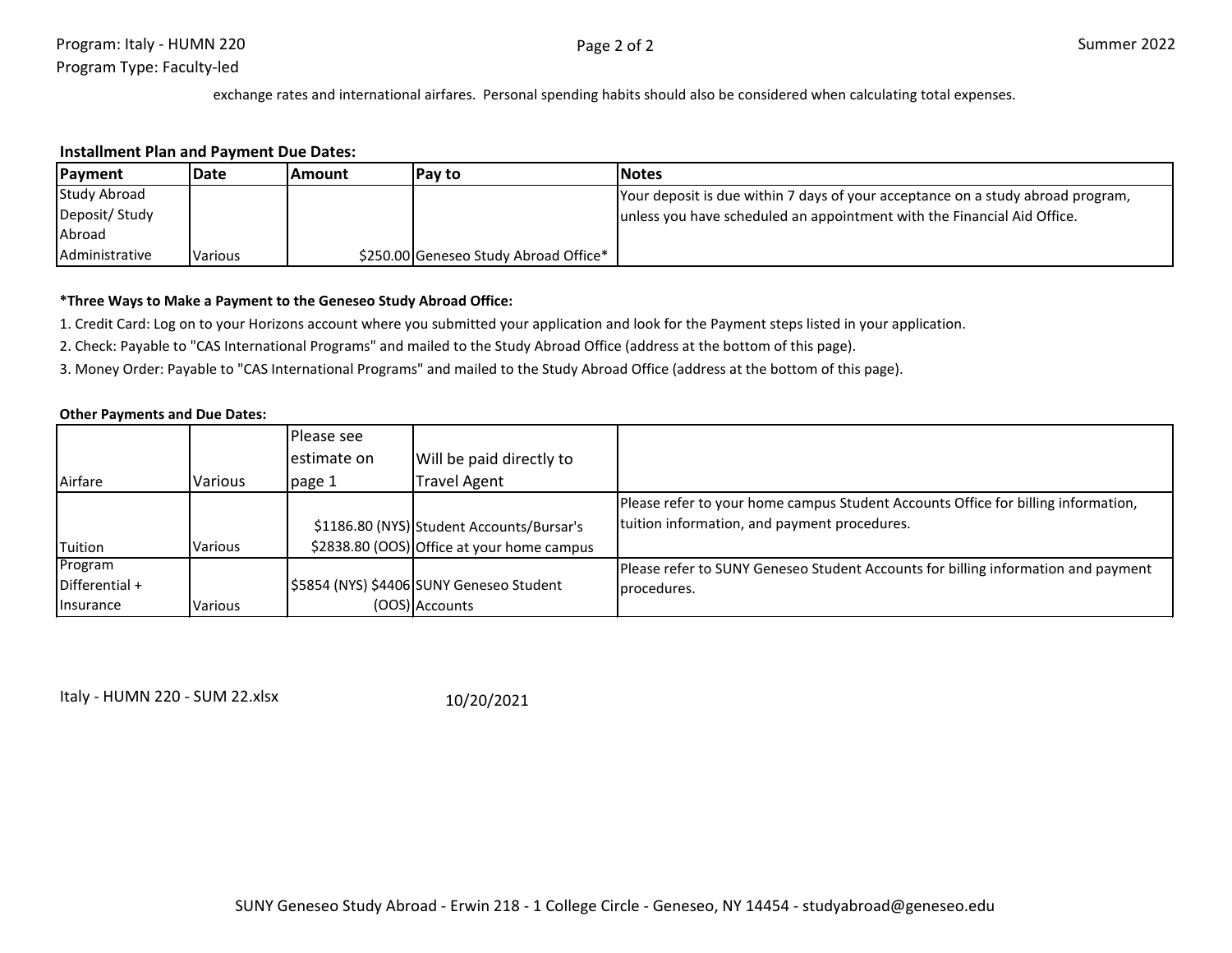exchange rates and international airfares. Personal spending habits should also be considered when calculating total expenses.

**Installment Plan and Payment Due Dates:**

| Payment | Date | Amount | Pay to | Notes |
|---|---|---|---|---|
| Study Abroad Deposit/ Study Abroad Administrative | Various | $250.00 | Geneseo Study Abroad Office* | Your deposit is due within 7 days of your acceptance on a study abroad program, unless you have scheduled an appointment with the Financial Aid Office. |

**\*Three Ways to Make a Payment to the Geneseo Study Abroad Office:**

1. Credit Card: Log on to your Horizons account where you submitted your application and look for the Payment steps listed in your application.
2. Check: Payable to "CAS International Programs" and mailed to the Study Abroad Office (address at the bottom of this page).
3. Money Order: Payable to "CAS International Programs" and mailed to the Study Abroad Office (address at the bottom of this page).

**Other Payments and Due Dates:**

| | | | | |
|---|---|---|---|---|
| Airfare | Various | Please see estimate on page 1 | Will be paid directly to Travel Agent | |
| Tuition | Various | $1186.80 (NYS) $2838.80 (OOS) | Student Accounts/Bursar's Office at your home campus | Please refer to your home campus Student Accounts Office for billing information, tuition information, and payment procedures. |
| Program Differential + Insurance | Various | $5854 (NYS) $4406 (OOS) | SUNY Geneseo Student Accounts | Please refer to SUNY Geneseo Student Accounts for billing information and payment procedures. |

Italy - HUMN 220 - SUM 22.xlsx 10/20/2021

SUNY Geneseo Study Abroad - Erwin 218 - 1 College Circle - Geneseo, NY 14454 - studyabroad@geneseo.edu